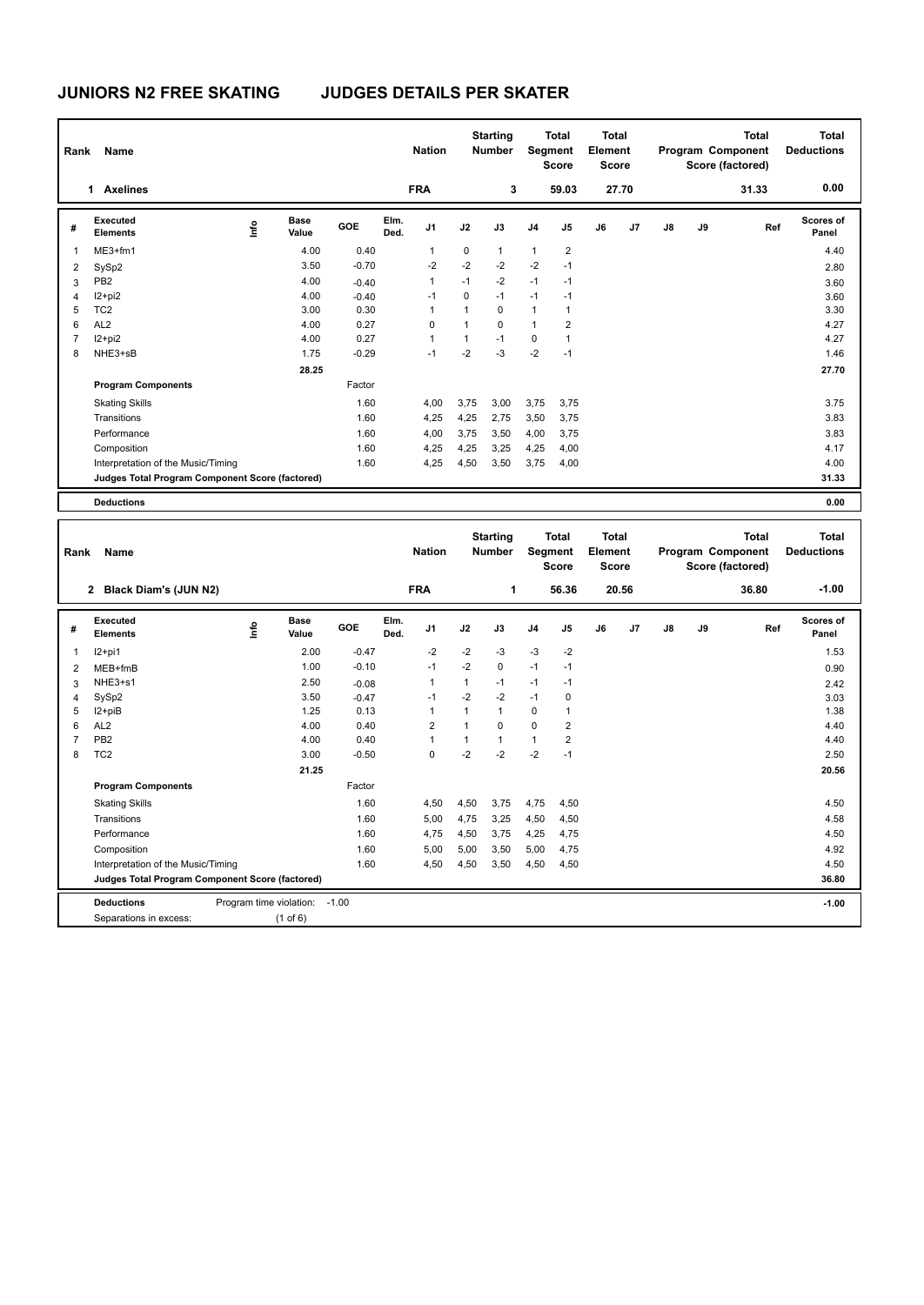# JUNIORS N2 FREE SKATING        JUDGES DETAILS PER SKATER

| Rank | Name | Nation | Starting Number | Total Segment Score | Total Element Score | Total Program Component Score (factored) | Total Deductions |
|---|---|---|---|---|---|---|---|
| 1 | Axelines | FRA | 3 | 59.03 | 27.70 | 31.33 | 0.00 |

| # | Executed Elements | Info | Base Value | GOE | Elm. Ded. | J1 | J2 | J3 | J4 | J5 | J6 | J7 | J8 | J9 | Ref | Scores of Panel |
|---|---|---|---|---|---|---|---|---|---|---|---|---|---|---|---|---|
| 1 | ME3+fm1 | | 4.00 | 0.40 | | 1 | 0 | 1 | 1 | 2 | | | | | | 4.40 |
| 2 | SySp2 | | 3.50 | -0.70 | | -2 | -2 | -2 | -2 | -1 | | | | | | 2.80 |
| 3 | PB2 | | 4.00 | -0.40 | | 1 | -1 | -2 | -1 | -1 | | | | | | 3.60 |
| 4 | I2+pi2 | | 4.00 | -0.40 | | -1 | 0 | -1 | -1 | -1 | | | | | | 3.60 |
| 5 | TC2 | | 3.00 | 0.30 | | 1 | 1 | 0 | 1 | 1 | | | | | | 3.30 |
| 6 | AL2 | | 4.00 | 0.27 | | 0 | 1 | 0 | 1 | 2 | | | | | | 4.27 |
| 7 | I2+pi2 | | 4.00 | 0.27 | | 1 | 1 | -1 | 0 | 1 | | | | | | 4.27 |
| 8 | NHE3+sB | | 1.75 | -0.29 | | -1 | -2 | -3 | -2 | -1 | | | | | | 1.46 |
| | | | 28.25 | | | | | | | | | | | | | 27.70 |
| | **Program Components** | | | Factor | | | | | | | | | | | | |
| | Skating Skills | | | 1.60 | | 4,00 | 3,75 | 3,00 | 3,75 | 3,75 | | | | | | 3.75 |
| | Transitions | | | 1.60 | | 4,25 | 4,25 | 2,75 | 3,50 | 3,75 | | | | | | 3.83 |
| | Performance | | | 1.60 | | 4,00 | 3,75 | 3,50 | 4,00 | 3,75 | | | | | | 3.83 |
| | Composition | | | 1.60 | | 4,25 | 4,25 | 3,25 | 4,25 | 4,00 | | | | | | 4.17 |
| | Interpretation of the Music/Timing | | | 1.60 | | 4,25 | 4,50 | 3,50 | 3,75 | 4,00 | | | | | | 4.00 |
| | **Judges Total Program Component Score (factored)** | | | | | | | | | | | | | | | 31.33 |
| | **Deductions** | | | | | | | | | | | | | | | 0.00 |

| Rank | Name | Nation | Starting Number | Total Segment Score | Total Element Score | Total Program Component Score (factored) | Total Deductions |
|---|---|---|---|---|---|---|---|
| 2 | Black Diam's (JUN N2) | FRA | 1 | 56.36 | 20.56 | 36.80 | -1.00 |

| # | Executed Elements | Info | Base Value | GOE | Elm. Ded. | J1 | J2 | J3 | J4 | J5 | J6 | J7 | J8 | J9 | Ref | Scores of Panel |
|---|---|---|---|---|---|---|---|---|---|---|---|---|---|---|---|---|
| 1 | I2+pi1 | | 2.00 | -0.47 | | -2 | -2 | -3 | -3 | -2 | | | | | | 1.53 |
| 2 | MEB+fmB | | 1.00 | -0.10 | | -1 | -2 | 0 | -1 | -1 | | | | | | 0.90 |
| 3 | NHE3+s1 | | 2.50 | -0.08 | | 1 | 1 | -1 | -1 | -1 | | | | | | 2.42 |
| 4 | SySp2 | | 3.50 | -0.47 | | -1 | -2 | -2 | -1 | 0 | | | | | | 3.03 |
| 5 | I2+piB | | 1.25 | 0.13 | | 1 | 1 | 1 | 0 | 1 | | | | | | 1.38 |
| 6 | AL2 | | 4.00 | 0.40 | | 2 | 1 | 0 | 0 | 2 | | | | | | 4.40 |
| 7 | PB2 | | 4.00 | 0.40 | | 1 | 1 | 1 | 1 | 2 | | | | | | 4.40 |
| 8 | TC2 | | 3.00 | -0.50 | | 0 | -2 | -2 | -2 | -1 | | | | | | 2.50 |
| | | | 21.25 | | | | | | | | | | | | | 20.56 |
| | **Program Components** | | | Factor | | | | | | | | | | | | |
| | Skating Skills | | | 1.60 | | 4,50 | 4,50 | 3,75 | 4,75 | 4,50 | | | | | | 4.50 |
| | Transitions | | | 1.60 | | 5,00 | 4,75 | 3,25 | 4,50 | 4,50 | | | | | | 4.58 |
| | Performance | | | 1.60 | | 4,75 | 4,50 | 3,75 | 4,25 | 4,75 | | | | | | 4.50 |
| | Composition | | | 1.60 | | 5,00 | 5,00 | 3,50 | 5,00 | 4,75 | | | | | | 4.92 |
| | Interpretation of the Music/Timing | | | 1.60 | | 4,50 | 4,50 | 3,50 | 4,50 | 4,50 | | | | | | 4.50 |
| | **Judges Total Program Component Score (factored)** | | | | | | | | | | | | | | | 36.80 |
| | **Deductions** | Program time violation: | -1.00 | | | | | | | | | | | | | -1.00 |
| | Separations in excess: | | (1 of 6) | | | | | | | | | | | | | |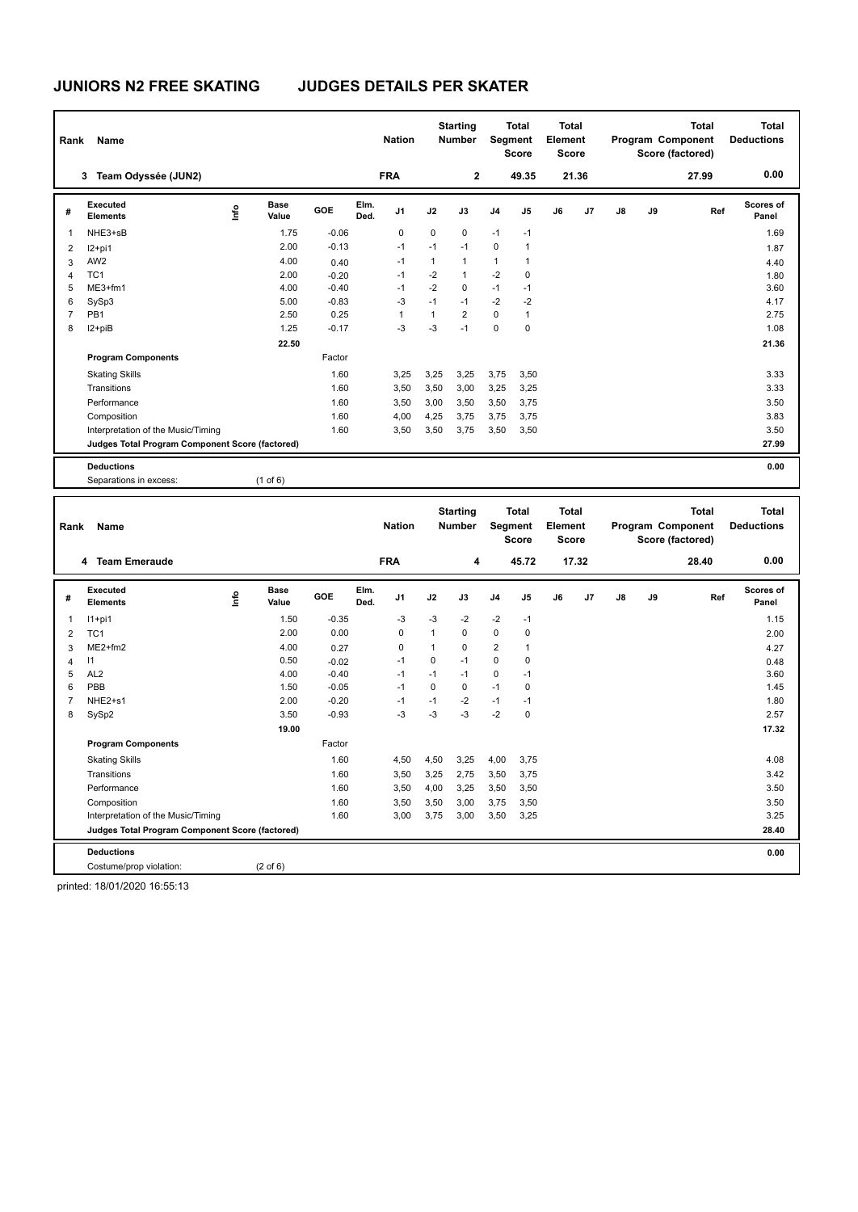# JUNIORS N2 FREE SKATING JUDGES DETAILS PER SKATER

| Rank | Name | Nation | Starting Number | Total Segment Score | Total Element Score | Total Program Component Score (factored) | Total Deductions |
|---|---|---|---|---|---|---|---|
| 3 | Team Odyssée (JUN2) | FRA | 2 | 49.35 | 21.36 | 27.99 | 0.00 |

| # | Executed Elements | Info | Base Value | GOE | Elm. Ded. | J1 | J2 | J3 | J4 | J5 | J6 | J7 | J8 | J9 | Ref | Scores of Panel |
|---|---|---|---|---|---|---|---|---|---|---|---|---|---|---|---|---|
| 1 | NHE3+sB | | 1.75 | -0.06 | | 0 | 0 | 0 | -1 | -1 | | | | | | 1.69 |
| 2 | I2+pi1 | | 2.00 | -0.13 | | -1 | -1 | -1 | 0 | 1 | | | | | | 1.87 |
| 3 | AW2 | | 4.00 | 0.40 | | -1 | 1 | 1 | 1 | 1 | | | | | | 4.40 |
| 4 | TC1 | | 2.00 | -0.20 | | -1 | -2 | 1 | -2 | 0 | | | | | | 1.80 |
| 5 | ME3+fm1 | | 4.00 | -0.40 | | -1 | -2 | 0 | -1 | -1 | | | | | | 3.60 |
| 6 | SySp3 | | 5.00 | -0.83 | | -3 | -1 | -1 | -2 | -2 | | | | | | 4.17 |
| 7 | PB1 | | 2.50 | 0.25 | | 1 | 1 | 2 | 0 | 1 | | | | | | 2.75 |
| 8 | I2+piB | | 1.25 | -0.17 | | -3 | -3 | -1 | 0 | 0 | | | | | | 1.08 |
| | | | 22.50 | | | | | | | | | | | | | 21.36 |

| Program Components | Factor | J1 | J2 | J3 | J4 | J5 | J6 | J7 | J8 | J9 | Scores of Panel |
|---|---|---|---|---|---|---|---|---|---|---|---|
| Skating Skills | 1.60 | 3,25 | 3,25 | 3,25 | 3,75 | 3,50 | | | | | 3.33 |
| Transitions | 1.60 | 3,50 | 3,50 | 3,00 | 3,25 | 3,25 | | | | | 3.33 |
| Performance | 1.60 | 3,50 | 3,00 | 3,50 | 3,50 | 3,75 | | | | | 3.50 |
| Composition | 1.60 | 4,00 | 4,25 | 3,75 | 3,75 | 3,75 | | | | | 3.83 |
| Interpretation of the Music/Timing | 1.60 | 3,50 | 3,50 | 3,75 | 3,50 | 3,50 | | | | | 3.50 |
| Judges Total Program Component Score (factored) | | | | | | | | | | | 27.99 |

**Deductions** 0.00

Separations in excess: (1 of 6)

| Rank | Name | Nation | Starting Number | Total Segment Score | Total Element Score | Total Program Component Score (factored) | Total Deductions |
|---|---|---|---|---|---|---|---|
| 4 | Team Emeraude | FRA | 4 | 45.72 | 17.32 | 28.40 | 0.00 |

| # | Executed Elements | Info | Base Value | GOE | Elm. Ded. | J1 | J2 | J3 | J4 | J5 | J6 | J7 | J8 | J9 | Ref | Scores of Panel |
|---|---|---|---|---|---|---|---|---|---|---|---|---|---|---|---|---|
| 1 | I1+pi1 | | 1.50 | -0.35 | | -3 | -3 | -2 | -2 | -1 | | | | | | 1.15 |
| 2 | TC1 | | 2.00 | 0.00 | | 0 | 1 | 0 | 0 | 0 | | | | | | 2.00 |
| 3 | ME2+fm2 | | 4.00 | 0.27 | | 0 | 1 | 0 | 2 | 1 | | | | | | 4.27 |
| 4 | I1 | | 0.50 | -0.02 | | -1 | 0 | -1 | 0 | 0 | | | | | | 0.48 |
| 5 | AL2 | | 4.00 | -0.40 | | -1 | -1 | -1 | 0 | -1 | | | | | | 3.60 |
| 6 | PBB | | 1.50 | -0.05 | | -1 | 0 | 0 | -1 | 0 | | | | | | 1.45 |
| 7 | NHE2+s1 | | 2.00 | -0.20 | | -1 | -1 | -2 | -1 | -1 | | | | | | 1.80 |
| 8 | SySp2 | | 3.50 | -0.93 | | -3 | -3 | -3 | -2 | 0 | | | | | | 2.57 |
| | | | 19.00 | | | | | | | | | | | | | 17.32 |

| Program Components | Factor | J1 | J2 | J3 | J4 | J5 | J6 | J7 | J8 | J9 | Scores of Panel |
|---|---|---|---|---|---|---|---|---|---|---|---|
| Skating Skills | 1.60 | 4,50 | 4,50 | 3,25 | 4,00 | 3,75 | | | | | 4.08 |
| Transitions | 1.60 | 3,50 | 3,25 | 2,75 | 3,50 | 3,75 | | | | | 3.42 |
| Performance | 1.60 | 3,50 | 4,00 | 3,25 | 3,50 | 3,50 | | | | | 3.50 |
| Composition | 1.60 | 3,50 | 3,50 | 3,00 | 3,75 | 3,50 | | | | | 3.50 |
| Interpretation of the Music/Timing | 1.60 | 3,00 | 3,75 | 3,00 | 3,50 | 3,25 | | | | | 3.25 |
| Judges Total Program Component Score (factored) | | | | | | | | | | | 28.40 |

**Deductions** 0.00

Costume/prop violation: (2 of 6)

printed: 18/01/2020 16:55:13